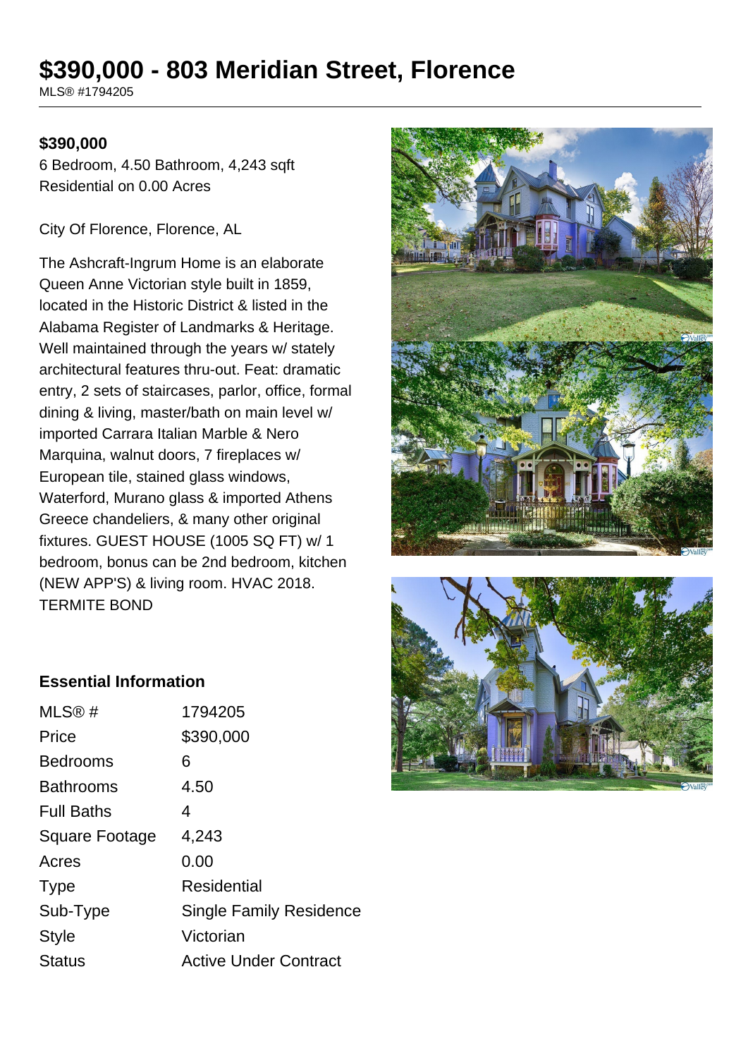# $390,000 - 803 Meridian Street, Florence

MLS® #1794205

**$390,000**

6 Bedroom, 4.50 Bathroom, 4,243 sqft

Residential on 0.00 Acres

City Of Florence, Florence, AL

The Ashcraft-Ingrum Home is an elaborate Queen Anne Victorian style built in 1859, located in the Historic District & listed in the Alabama Register of Landmarks & Heritage. Well maintained through the years w/ stately architectural features thru-out. Feat: dramatic entry, 2 sets of staircases, parlor, office, formal dining & living, master/bath on main level w/ imported Carrara Italian Marble & Nero Marquina, walnut doors, 7 fireplaces w/ European tile, stained glass windows, Waterford, Murano glass & imported Athens Greece chandeliers, & many other original fixtures. GUEST HOUSE (1005 SQ FT) w/ 1 bedroom, bonus can be 2nd bedroom, kitchen (NEW APP'S) & living room. HVAC 2018. TERMITE BOND

### Essential Information

| | |
|---|---|
| MLS® # | 1794205 |
| Price | $390,000 |
| Bedrooms | 6 |
| Bathrooms | 4.50 |
| Full Baths | 4 |
| Square Footage | 4,243 |
| Acres | 0.00 |
| Type | Residential |
| Sub-Type | Single Family Residence |
| Style | Victorian |
| Status | Active Under Contract |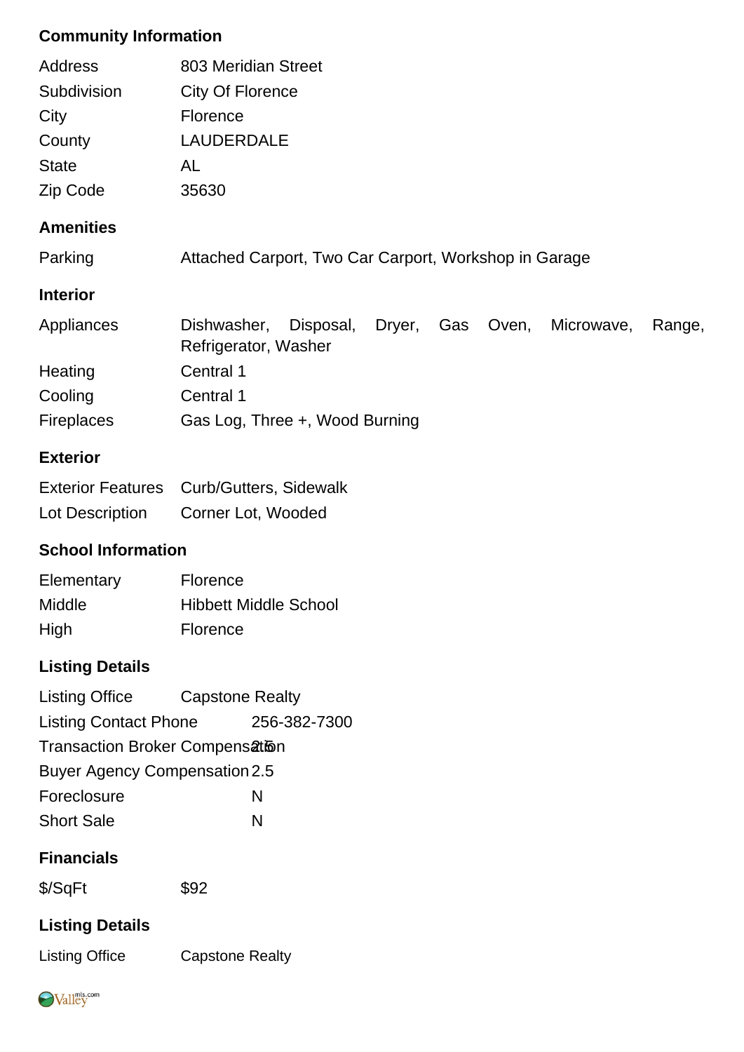## Community Information

| | |
|---|---|
| Address | 803 Meridian Street |
| Subdivision | City Of Florence |
| City | Florence |
| County | LAUDERDALE |
| State | AL |
| Zip Code | 35630 |

## Amenities

| | |
|---|---|
| Parking | Attached Carport, Two Car Carport, Workshop in Garage |

## Interior

| | |
|---|---|
| Appliances | Dishwasher, Disposal, Dryer, Gas Oven, Microwave, Range, Refrigerator, Washer |
| Heating | Central 1 |
| Cooling | Central 1 |
| Fireplaces | Gas Log, Three +, Wood Burning |

## Exterior

| | |
|---|---|
| Exterior Features | Curb/Gutters, Sidewalk |
| Lot Description | Corner Lot, Wooded |

## School Information

| | |
|---|---|
| Elementary | Florence |
| Middle | Hibbett Middle School |
| High | Florence |

## Listing Details

| | |
|---|---|
| Listing Office | Capstone Realty |
| Listing Contact Phone | 256-382-7300 |
| Transaction Broker Compensation | 2.5 |
| Buyer Agency Compensation | 2.5 |
| Foreclosure | N |
| Short Sale | N |

## Financials

| | |
|---|---|
| $/SqFt | $92 |

## Listing Details

| | |
|---|---|
| Listing Office | Capstone Realty |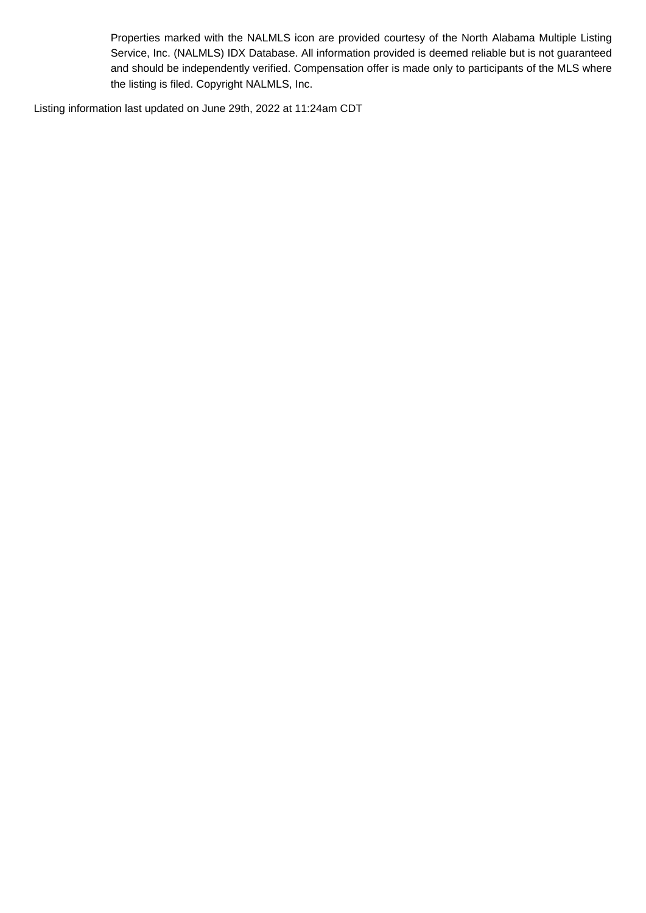Properties marked with the NALMLS icon are provided courtesy of the North Alabama Multiple Listing Service, Inc. (NALMLS) IDX Database. All information provided is deemed reliable but is not guaranteed and should be independently verified. Compensation offer is made only to participants of the MLS where the listing is filed. Copyright NALMLS, Inc.

Listing information last updated on June 29th, 2022 at 11:24am CDT